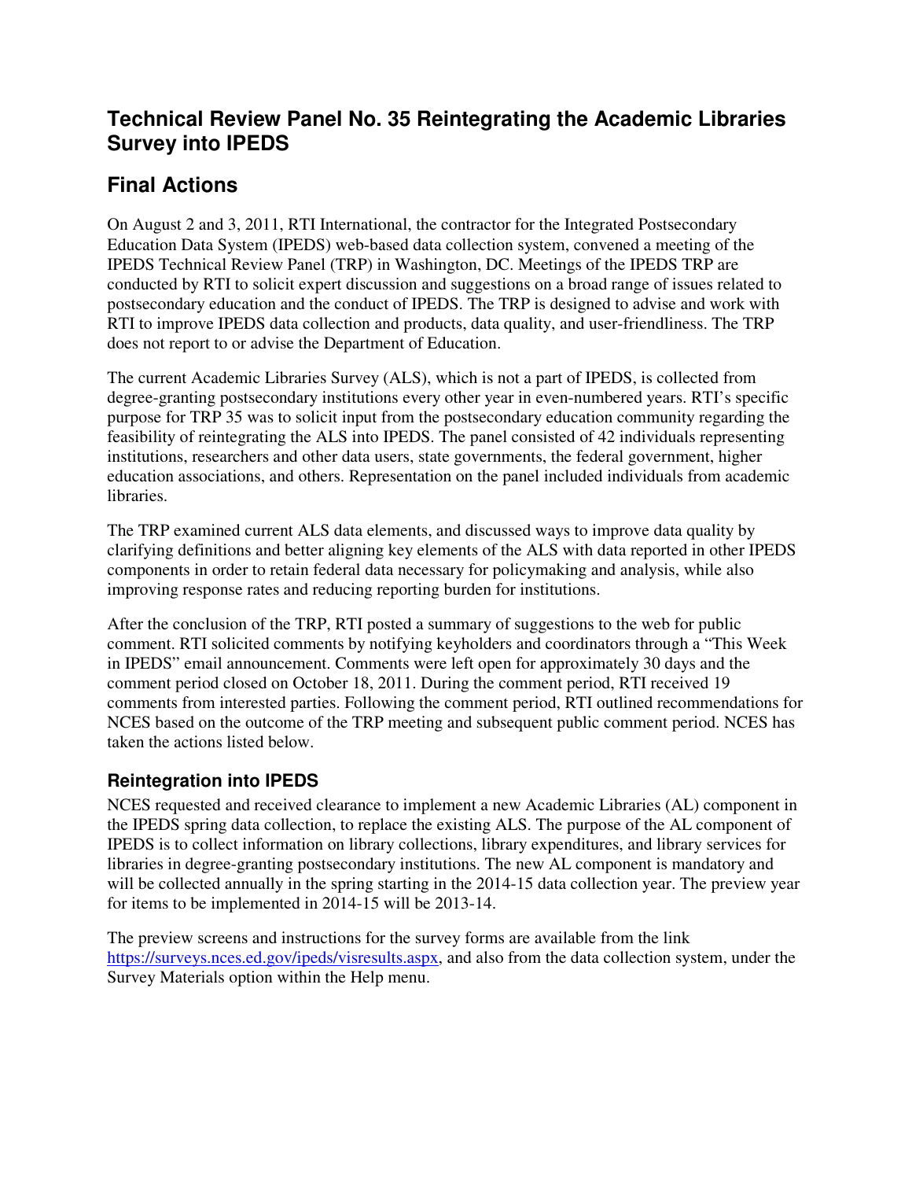# Technical Review Panel No. 35 Reintegrating the Academic Libraries Survey into IPEDS

## Final Actions

On August 2 and 3, 2011, RTI International, the contractor for the Integrated Postsecondary Education Data System (IPEDS) web-based data collection system, convened a meeting of the IPEDS Technical Review Panel (TRP) in Washington, DC. Meetings of the IPEDS TRP are conducted by RTI to solicit expert discussion and suggestions on a broad range of issues related to postsecondary education and the conduct of IPEDS. The TRP is designed to advise and work with RTI to improve IPEDS data collection and products, data quality, and user-friendliness. The TRP does not report to or advise the Department of Education.

The current Academic Libraries Survey (ALS), which is not a part of IPEDS, is collected from degree-granting postsecondary institutions every other year in even-numbered years. RTI's specific purpose for TRP 35 was to solicit input from the postsecondary education community regarding the feasibility of reintegrating the ALS into IPEDS. The panel consisted of 42 individuals representing institutions, researchers and other data users, state governments, the federal government, higher education associations, and others. Representation on the panel included individuals from academic libraries.

The TRP examined current ALS data elements, and discussed ways to improve data quality by clarifying definitions and better aligning key elements of the ALS with data reported in other IPEDS components in order to retain federal data necessary for policymaking and analysis, while also improving response rates and reducing reporting burden for institutions.

After the conclusion of the TRP, RTI posted a summary of suggestions to the web for public comment. RTI solicited comments by notifying keyholders and coordinators through a "This Week in IPEDS" email announcement. Comments were left open for approximately 30 days and the comment period closed on October 18, 2011. During the comment period, RTI received 19 comments from interested parties. Following the comment period, RTI outlined recommendations for NCES based on the outcome of the TRP meeting and subsequent public comment period. NCES has taken the actions listed below.

### Reintegration into IPEDS

NCES requested and received clearance to implement a new Academic Libraries (AL) component in the IPEDS spring data collection, to replace the existing ALS. The purpose of the AL component of IPEDS is to collect information on library collections, library expenditures, and library services for libraries in degree-granting postsecondary institutions. The new AL component is mandatory and will be collected annually in the spring starting in the 2014-15 data collection year. The preview year for items to be implemented in 2014-15 will be 2013-14.

The preview screens and instructions for the survey forms are available from the link https://surveys.nces.ed.gov/ipeds/visresults.aspx, and also from the data collection system, under the Survey Materials option within the Help menu.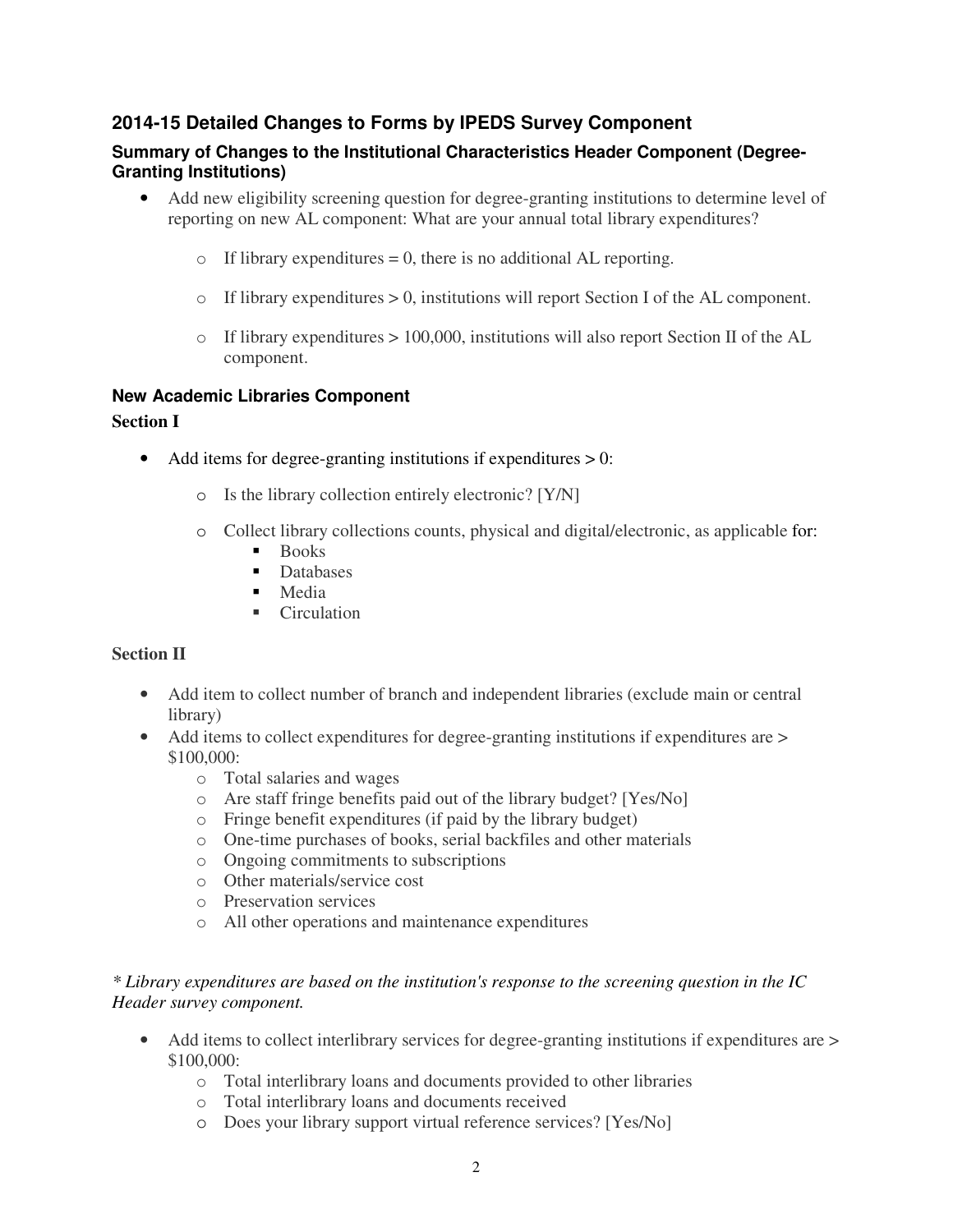## 2014-15 Detailed Changes to Forms by IPEDS Survey Component

### Summary of Changes to the Institutional Characteristics Header Component (Degree-Granting Institutions)

- Add new eligibility screening question for degree-granting institutions to determine level of reporting on new AL component: What are your annual total library expenditures?
  - If library expenditures = 0, there is no additional AL reporting.
  - If library expenditures > 0, institutions will report Section I of the AL component.
  - If library expenditures > 100,000, institutions will also report Section II of the AL component.

### New Academic Libraries Component

**Section I**

- Add items for degree-granting institutions if expenditures > 0:
  - Is the library collection entirely electronic? [Y/N]
  - Collect library collections counts, physical and digital/electronic, as applicable for:
    - Books
    - Databases
    - Media
    - Circulation

**Section II**

- Add item to collect number of branch and independent libraries (exclude main or central library)
- Add items to collect expenditures for degree-granting institutions if expenditures are > $100,000:
  - Total salaries and wages
  - Are staff fringe benefits paid out of the library budget? [Yes/No]
  - Fringe benefit expenditures (if paid by the library budget)
  - One-time purchases of books, serial backfiles and other materials
  - Ongoing commitments to subscriptions
  - Other materials/service cost
  - Preservation services
  - All other operations and maintenance expenditures

*\* Library expenditures are based on the institution's response to the screening question in the IC Header survey component.*

- Add items to collect interlibrary services for degree-granting institutions if expenditures are > $100,000:
  - Total interlibrary loans and documents provided to other libraries
  - Total interlibrary loans and documents received
  - Does your library support virtual reference services? [Yes/No]